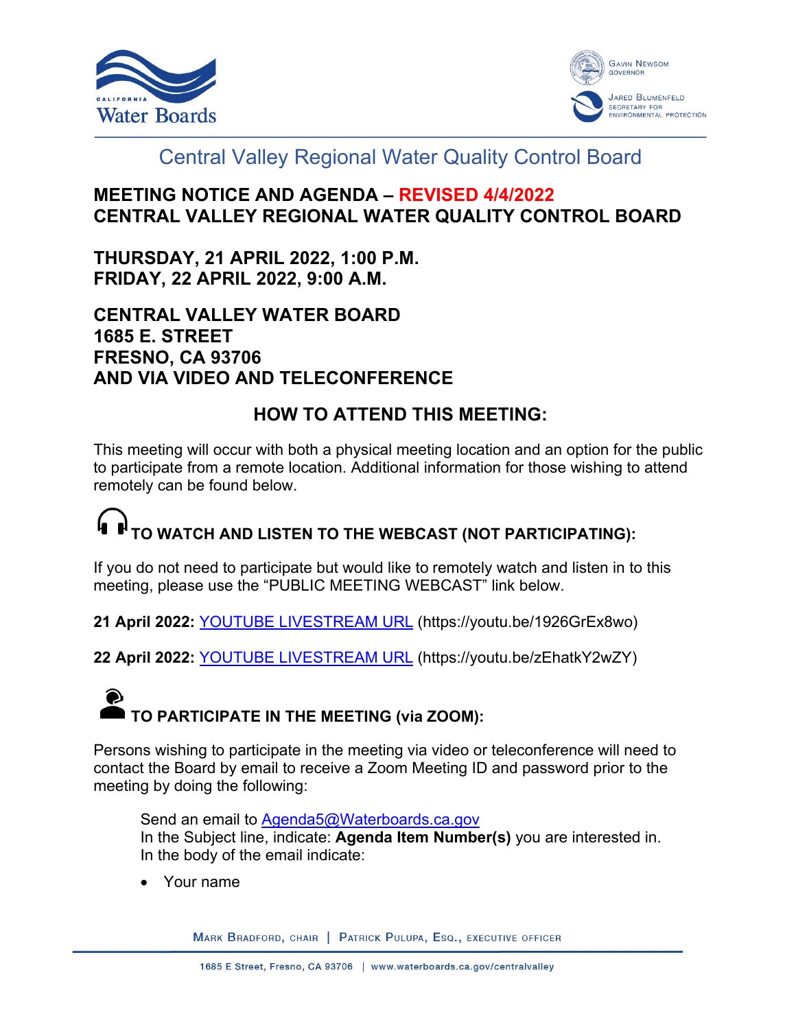Central Valley Regional Water Quality Control Board

# MEETING NOTICE AND AGENDA – REVISED 4/4/2022
# CENTRAL VALLEY REGIONAL WATER QUALITY CONTROL BOARD

**THURSDAY, 21 APRIL 2022, 1:00 P.M.**
**FRIDAY, 22 APRIL 2022, 9:00 A.M.**

**CENTRAL VALLEY WATER BOARD**
**1685 E. STREET**
**FRESNO, CA 93706**
**AND VIA VIDEO AND TELECONFERENCE**

## HOW TO ATTEND THIS MEETING:

This meeting will occur with both a physical meeting location and an option for the public to participate from a remote location. Additional information for those wishing to attend remotely can be found below.

### TO WATCH AND LISTEN TO THE WEBCAST (NOT PARTICIPATING):

If you do not need to participate but would like to remotely watch and listen in to this meeting, please use the "PUBLIC MEETING WEBCAST" link below.

**21 April 2022:** YOUTUBE LIVESTREAM URL (https://youtu.be/1926GrEx8wo)

**22 April 2022:** YOUTUBE LIVESTREAM URL (https://youtu.be/zEhatkY2wZY)

### TO PARTICIPATE IN THE MEETING (via ZOOM):

Persons wishing to participate in the meeting via video or teleconference will need to contact the Board by email to receive a Zoom Meeting ID and password prior to the meeting by doing the following:

Send an email to Agenda5@Waterboards.ca.gov
In the Subject line, indicate: **Agenda Item Number(s)** you are interested in.
In the body of the email indicate:

- Your name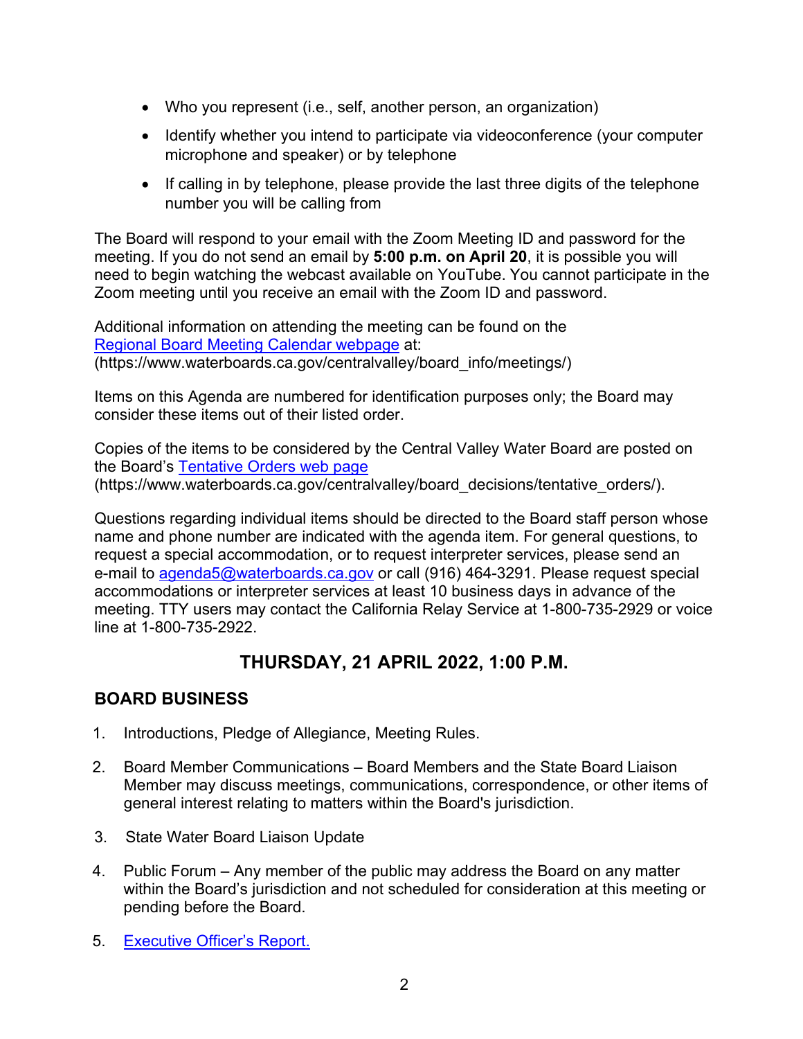- Who you represent (i.e., self, another person, an organization)
- Identify whether you intend to participate via videoconference (your computer microphone and speaker) or by telephone
- If calling in by telephone, please provide the last three digits of the telephone number you will be calling from

The Board will respond to your email with the Zoom Meeting ID and password for the meeting. If you do not send an email by **5:00 p.m. on April 20**, it is possible you will need to begin watching the webcast available on YouTube. You cannot participate in the Zoom meeting until you receive an email with the Zoom ID and password.

Additional information on attending the meeting can be found on the [Regional Board Meeting Calendar webpage](https://www.waterboards.ca.gov/centralvalley/board_info/meetings/) at: (https://www.waterboards.ca.gov/centralvalley/board_info/meetings/)

Items on this Agenda are numbered for identification purposes only; the Board may consider these items out of their listed order.

Copies of the items to be considered by the Central Valley Water Board are posted on the Board's [Tentative Orders web page](https://www.waterboards.ca.gov/centralvalley/board_decisions/tentative_orders/) (https://www.waterboards.ca.gov/centralvalley/board_decisions/tentative_orders/).

Questions regarding individual items should be directed to the Board staff person whose name and phone number are indicated with the agenda item. For general questions, to request a special accommodation, or to request interpreter services, please send an e-mail to agenda5@waterboards.ca.gov or call (916) 464-3291. Please request special accommodations or interpreter services at least 10 business days in advance of the meeting. TTY users may contact the California Relay Service at 1-800-735-2929 or voice line at 1-800-735-2922.

## THURSDAY, 21 APRIL 2022, 1:00 P.M.

## BOARD BUSINESS

1. Introductions, Pledge of Allegiance, Meeting Rules.
2. Board Member Communications – Board Members and the State Board Liaison Member may discuss meetings, communications, correspondence, or other items of general interest relating to matters within the Board's jurisdiction.
3. State Water Board Liaison Update
4. Public Forum – Any member of the public may address the Board on any matter within the Board's jurisdiction and not scheduled for consideration at this meeting or pending before the Board.
5. Executive Officer's Report.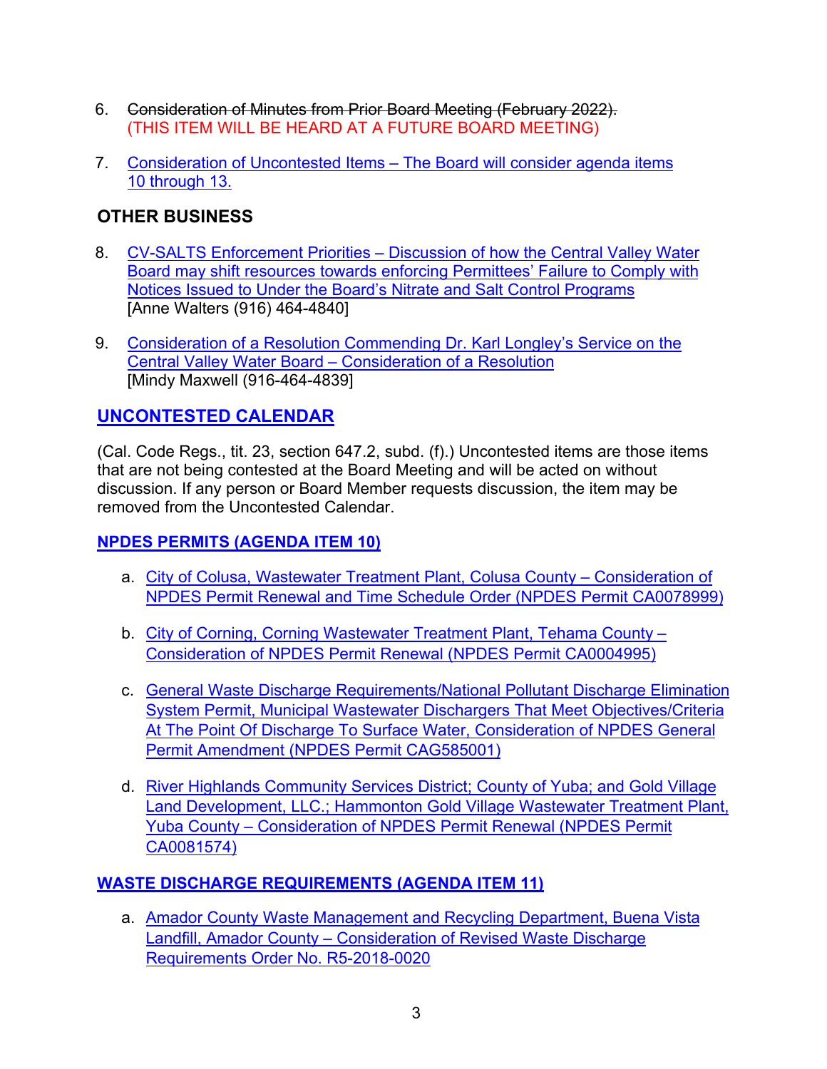6. ~~Consideration of Minutes from Prior Board Meeting (February 2022).~~
   (THIS ITEM WILL BE HEARD AT A FUTURE BOARD MEETING)

7. Consideration of Uncontested Items – The Board will consider agenda items 10 through 13.

## OTHER BUSINESS

8. CV-SALTS Enforcement Priorities – Discussion of how the Central Valley Water Board may shift resources towards enforcing Permittees' Failure to Comply with Notices Issued to Under the Board's Nitrate and Salt Control Programs
   [Anne Walters (916) 464-4840]

9. Consideration of a Resolution Commending Dr. Karl Longley's Service on the Central Valley Water Board – Consideration of a Resolution
   [Mindy Maxwell (916-464-4839]

## UNCONTESTED CALENDAR

(Cal. Code Regs., tit. 23, section 647.2, subd. (f).) Uncontested items are those items that are not being contested at the Board Meeting and will be acted on without discussion. If any person or Board Member requests discussion, the item may be removed from the Uncontested Calendar.

### NPDES PERMITS (AGENDA ITEM 10)

a. City of Colusa, Wastewater Treatment Plant, Colusa County – Consideration of NPDES Permit Renewal and Time Schedule Order (NPDES Permit CA0078999)

b. City of Corning, Corning Wastewater Treatment Plant, Tehama County – Consideration of NPDES Permit Renewal (NPDES Permit CA0004995)

c. General Waste Discharge Requirements/National Pollutant Discharge Elimination System Permit, Municipal Wastewater Dischargers That Meet Objectives/Criteria At The Point Of Discharge To Surface Water, Consideration of NPDES General Permit Amendment (NPDES Permit CAG585001)

d. River Highlands Community Services District; County of Yuba; and Gold Village Land Development, LLC.; Hammonton Gold Village Wastewater Treatment Plant, Yuba County – Consideration of NPDES Permit Renewal (NPDES Permit CA0081574)

### WASTE DISCHARGE REQUIREMENTS (AGENDA ITEM 11)

a. Amador County Waste Management and Recycling Department, Buena Vista Landfill, Amador County – Consideration of Revised Waste Discharge Requirements Order No. R5-2018-0020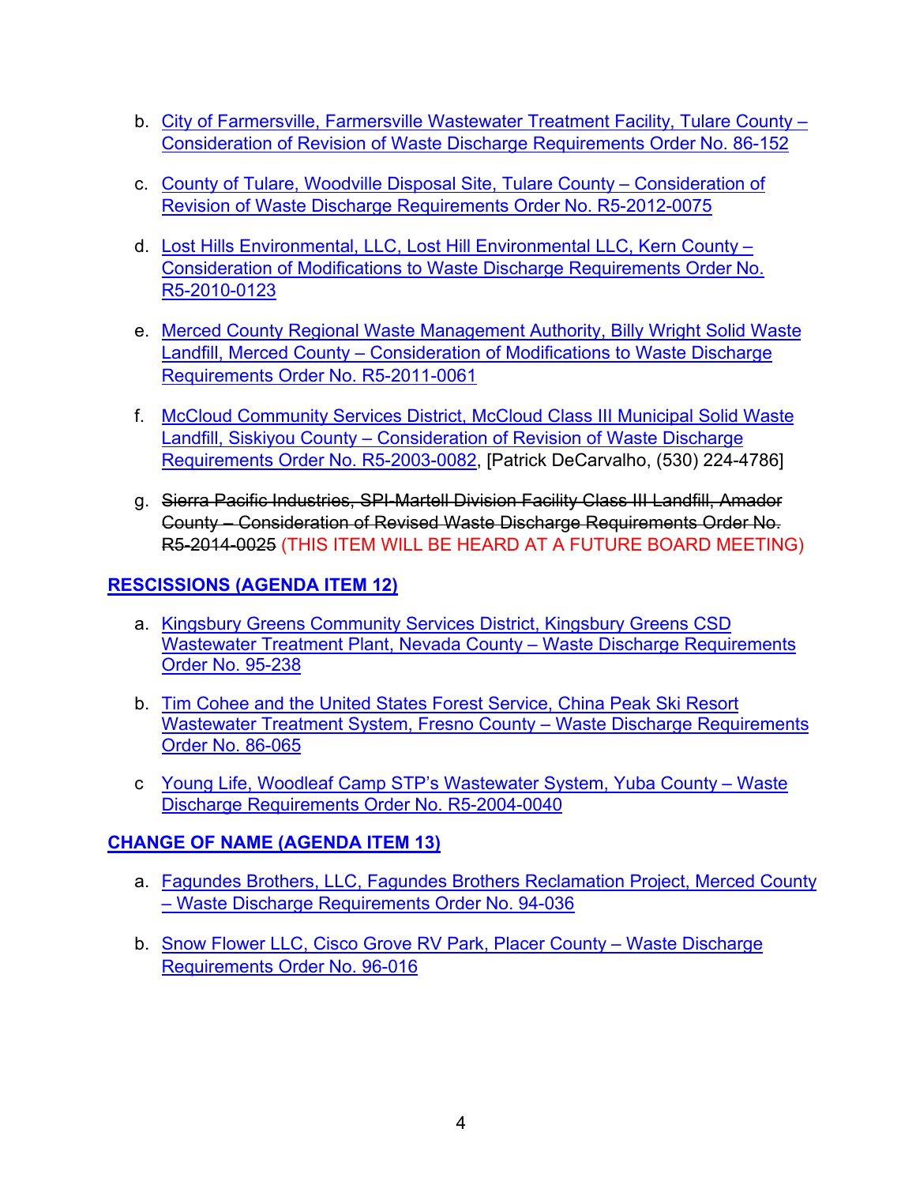b. City of Farmersville, Farmersville Wastewater Treatment Facility, Tulare County – Consideration of Revision of Waste Discharge Requirements Order No. 86-152

c. County of Tulare, Woodville Disposal Site, Tulare County – Consideration of Revision of Waste Discharge Requirements Order No. R5-2012-0075

d. Lost Hills Environmental, LLC, Lost Hill Environmental LLC, Kern County – Consideration of Modifications to Waste Discharge Requirements Order No. R5-2010-0123

e. Merced County Regional Waste Management Authority, Billy Wright Solid Waste Landfill, Merced County – Consideration of Modifications to Waste Discharge Requirements Order No. R5-2011-0061

f. McCloud Community Services District, McCloud Class III Municipal Solid Waste Landfill, Siskiyou County – Consideration of Revision of Waste Discharge Requirements Order No. R5-2003-0082, [Patrick DeCarvalho, (530) 224-4786]

g. ~~Sierra Pacific Industries, SPI-Martell Division Facility Class III Landfill, Amador County – Consideration of Revised Waste Discharge Requirements Order No. R5-2014-0025~~ (THIS ITEM WILL BE HEARD AT A FUTURE BOARD MEETING)

**RESCISSIONS (AGENDA ITEM 12)**

a. Kingsbury Greens Community Services District, Kingsbury Greens CSD Wastewater Treatment Plant, Nevada County – Waste Discharge Requirements Order No. 95-238

b. Tim Cohee and the United States Forest Service, China Peak Ski Resort Wastewater Treatment System, Fresno County – Waste Discharge Requirements Order No. 86-065

c Young Life, Woodleaf Camp STP's Wastewater System, Yuba County – Waste Discharge Requirements Order No. R5-2004-0040

**CHANGE OF NAME (AGENDA ITEM 13)**

a. Fagundes Brothers, LLC, Fagundes Brothers Reclamation Project, Merced County – Waste Discharge Requirements Order No. 94-036

b. Snow Flower LLC, Cisco Grove RV Park, Placer County – Waste Discharge Requirements Order No. 96-016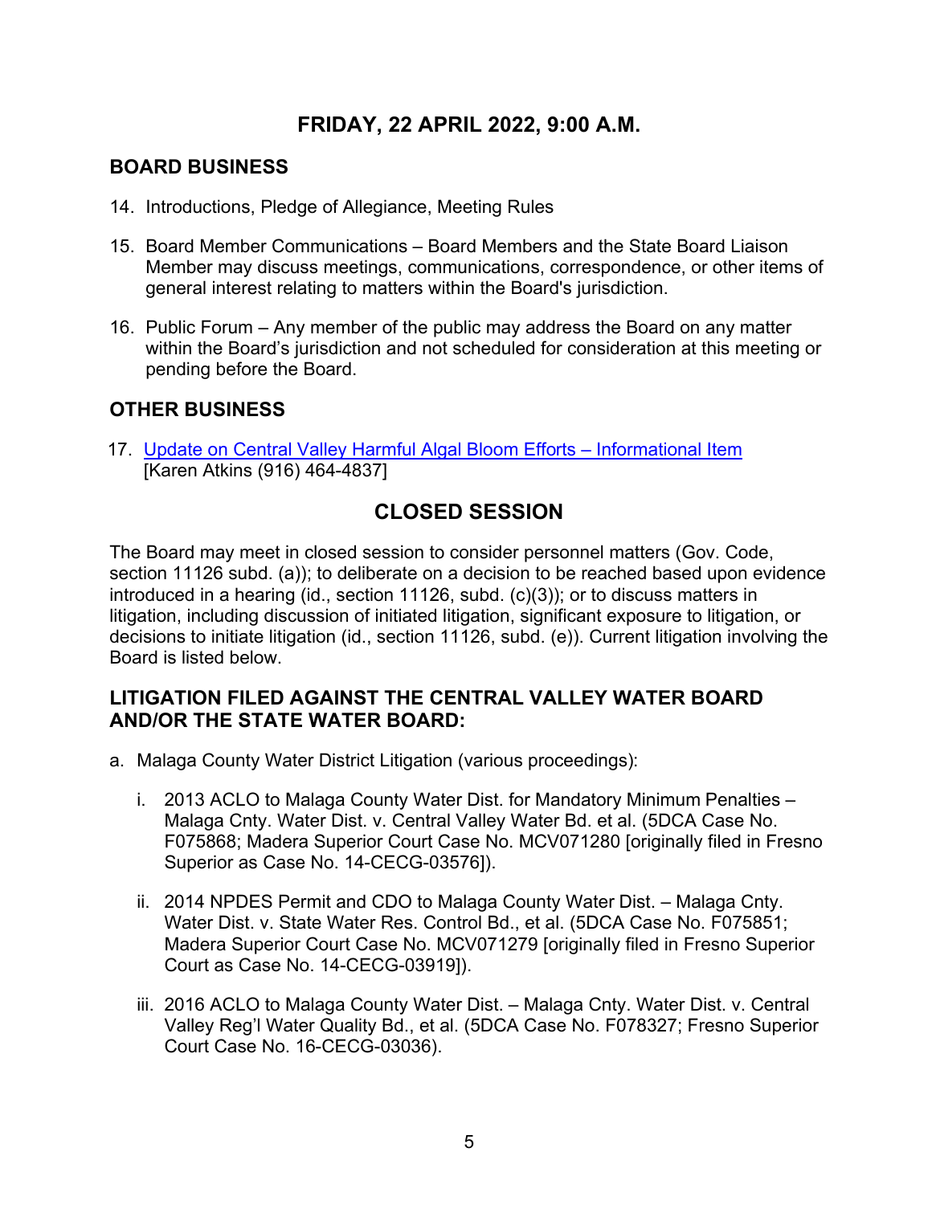## FRIDAY, 22 APRIL 2022, 9:00 A.M.

### BOARD BUSINESS

14. Introductions, Pledge of Allegiance, Meeting Rules

15. Board Member Communications – Board Members and the State Board Liaison Member may discuss meetings, communications, correspondence, or other items of general interest relating to matters within the Board's jurisdiction.

16. Public Forum – Any member of the public may address the Board on any matter within the Board's jurisdiction and not scheduled for consideration at this meeting or pending before the Board.

### OTHER BUSINESS

17. Update on Central Valley Harmful Algal Bloom Efforts – Informational Item [Karen Atkins (916) 464-4837]

## CLOSED SESSION

The Board may meet in closed session to consider personnel matters (Gov. Code, section 11126 subd. (a)); to deliberate on a decision to be reached based upon evidence introduced in a hearing (id., section 11126, subd. (c)(3)); or to discuss matters in litigation, including discussion of initiated litigation, significant exposure to litigation, or decisions to initiate litigation (id., section 11126, subd. (e)). Current litigation involving the Board is listed below.

### LITIGATION FILED AGAINST THE CENTRAL VALLEY WATER BOARD AND/OR THE STATE WATER BOARD:

a. Malaga County Water District Litigation (various proceedings):

   i. 2013 ACLO to Malaga County Water Dist. for Mandatory Minimum Penalties – Malaga Cnty. Water Dist. v. Central Valley Water Bd. et al. (5DCA Case No. F075868; Madera Superior Court Case No. MCV071280 [originally filed in Fresno Superior as Case No. 14-CECG-03576]).

   ii. 2014 NPDES Permit and CDO to Malaga County Water Dist. – Malaga Cnty. Water Dist. v. State Water Res. Control Bd., et al. (5DCA Case No. F075851; Madera Superior Court Case No. MCV071279 [originally filed in Fresno Superior Court as Case No. 14-CECG-03919]).

   iii. 2016 ACLO to Malaga County Water Dist. – Malaga Cnty. Water Dist. v. Central Valley Reg'l Water Quality Bd., et al. (5DCA Case No. F078327; Fresno Superior Court Case No. 16-CECG-03036).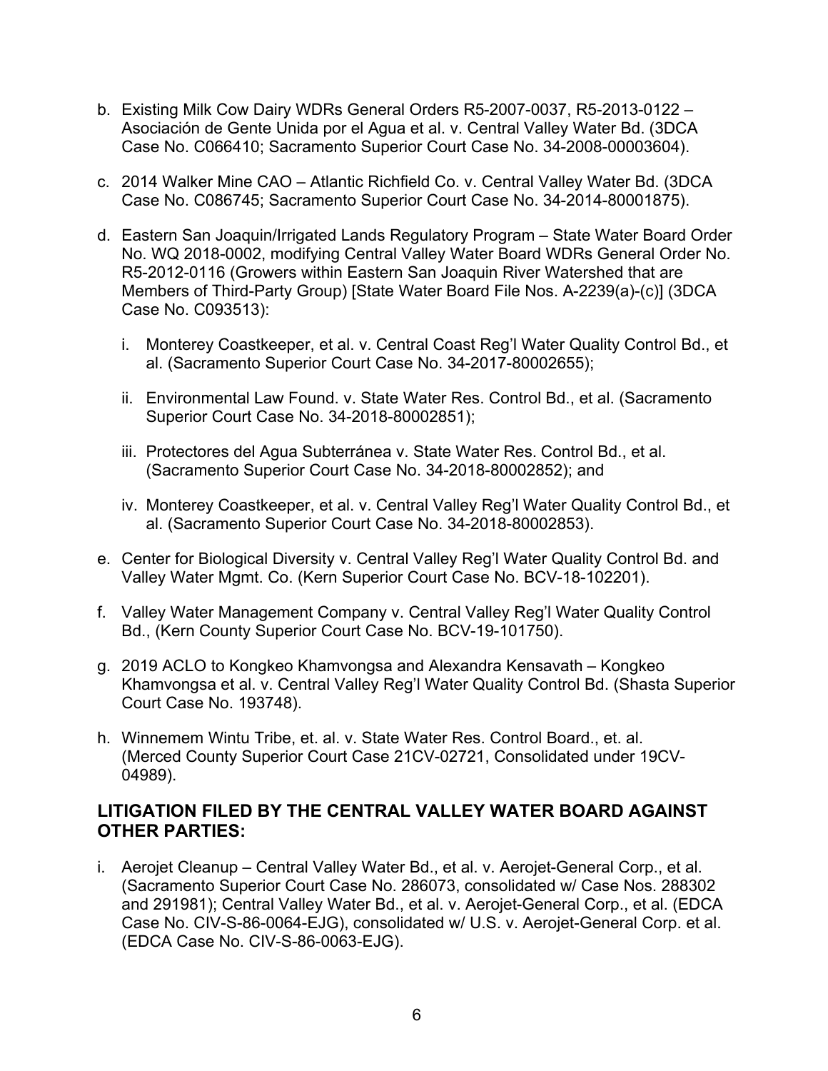b. Existing Milk Cow Dairy WDRs General Orders R5-2007-0037, R5-2013-0122 – Asociación de Gente Unida por el Agua et al. v. Central Valley Water Bd. (3DCA Case No. C066410; Sacramento Superior Court Case No. 34-2008-00003604).

c. 2014 Walker Mine CAO – Atlantic Richfield Co. v. Central Valley Water Bd. (3DCA Case No. C086745; Sacramento Superior Court Case No. 34-2014-80001875).

d. Eastern San Joaquin/Irrigated Lands Regulatory Program – State Water Board Order No. WQ 2018-0002, modifying Central Valley Water Board WDRs General Order No. R5-2012-0116 (Growers within Eastern San Joaquin River Watershed that are Members of Third-Party Group) [State Water Board File Nos. A-2239(a)-(c)] (3DCA Case No. C093513):

   i. Monterey Coastkeeper, et al. v. Central Coast Reg'l Water Quality Control Bd., et al. (Sacramento Superior Court Case No. 34-2017-80002655);

   ii. Environmental Law Found. v. State Water Res. Control Bd., et al. (Sacramento Superior Court Case No. 34-2018-80002851);

   iii. Protectores del Agua Subterránea v. State Water Res. Control Bd., et al. (Sacramento Superior Court Case No. 34-2018-80002852); and

   iv. Monterey Coastkeeper, et al. v. Central Valley Reg'l Water Quality Control Bd., et al. (Sacramento Superior Court Case No. 34-2018-80002853).

e. Center for Biological Diversity v. Central Valley Reg'l Water Quality Control Bd. and Valley Water Mgmt. Co. (Kern Superior Court Case No. BCV-18-102201).

f. Valley Water Management Company v. Central Valley Reg'l Water Quality Control Bd., (Kern County Superior Court Case No. BCV-19-101750).

g. 2019 ACLO to Kongkeo Khamvongsa and Alexandra Kensavath – Kongkeo Khamvongsa et al. v. Central Valley Reg'l Water Quality Control Bd. (Shasta Superior Court Case No. 193748).

h. Winnemem Wintu Tribe, et. al. v. State Water Res. Control Board., et. al. (Merced County Superior Court Case 21CV-02721, Consolidated under 19CV-04989).

## LITIGATION FILED BY THE CENTRAL VALLEY WATER BOARD AGAINST OTHER PARTIES:

i. Aerojet Cleanup – Central Valley Water Bd., et al. v. Aerojet-General Corp., et al. (Sacramento Superior Court Case No. 286073, consolidated w/ Case Nos. 288302 and 291981); Central Valley Water Bd., et al. v. Aerojet-General Corp., et al. (EDCA Case No. CIV-S-86-0064-EJG), consolidated w/ U.S. v. Aerojet-General Corp. et al. (EDCA Case No. CIV-S-86-0063-EJG).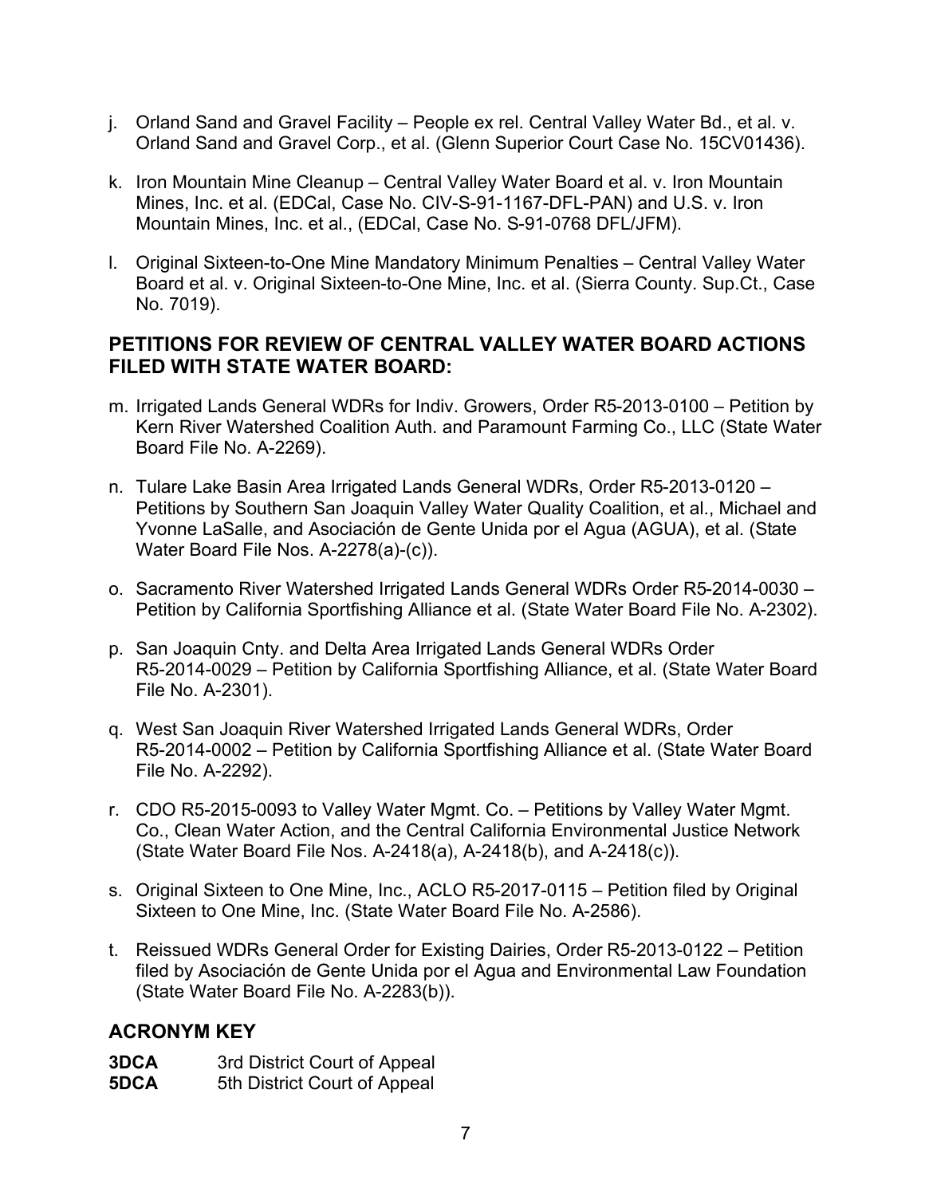j. Orland Sand and Gravel Facility – People ex rel. Central Valley Water Bd., et al. v. Orland Sand and Gravel Corp., et al. (Glenn Superior Court Case No. 15CV01436).

k. Iron Mountain Mine Cleanup – Central Valley Water Board et al. v. Iron Mountain Mines, Inc. et al. (EDCal, Case No. CIV-S-91-1167-DFL-PAN) and U.S. v. Iron Mountain Mines, Inc. et al., (EDCal, Case No. S-91-0768 DFL/JFM).

l. Original Sixteen-to-One Mine Mandatory Minimum Penalties – Central Valley Water Board et al. v. Original Sixteen-to-One Mine, Inc. et al. (Sierra County. Sup.Ct., Case No. 7019).

## PETITIONS FOR REVIEW OF CENTRAL VALLEY WATER BOARD ACTIONS FILED WITH STATE WATER BOARD:

m. Irrigated Lands General WDRs for Indiv. Growers, Order R5-2013-0100 – Petition by Kern River Watershed Coalition Auth. and Paramount Farming Co., LLC (State Water Board File No. A-2269).

n. Tulare Lake Basin Area Irrigated Lands General WDRs, Order R5-2013-0120 – Petitions by Southern San Joaquin Valley Water Quality Coalition, et al., Michael and Yvonne LaSalle, and Asociación de Gente Unida por el Agua (AGUA), et al. (State Water Board File Nos. A-2278(a)-(c)).

o. Sacramento River Watershed Irrigated Lands General WDRs Order R5-2014-0030 – Petition by California Sportfishing Alliance et al. (State Water Board File No. A-2302).

p. San Joaquin Cnty. and Delta Area Irrigated Lands General WDRs Order R5-2014-0029 – Petition by California Sportfishing Alliance, et al. (State Water Board File No. A-2301).

q. West San Joaquin River Watershed Irrigated Lands General WDRs, Order R5-2014-0002 – Petition by California Sportfishing Alliance et al. (State Water Board File No. A-2292).

r. CDO R5-2015-0093 to Valley Water Mgmt. Co. – Petitions by Valley Water Mgmt. Co., Clean Water Action, and the Central California Environmental Justice Network (State Water Board File Nos. A-2418(a), A-2418(b), and A-2418(c)).

s. Original Sixteen to One Mine, Inc., ACLO R5-2017-0115 – Petition filed by Original Sixteen to One Mine, Inc. (State Water Board File No. A-2586).

t. Reissued WDRs General Order for Existing Dairies, Order R5-2013-0122 – Petition filed by Asociación de Gente Unida por el Agua and Environmental Law Foundation (State Water Board File No. A-2283(b)).

## ACRONYM KEY

**3DCA** 3rd District Court of Appeal
**5DCA** 5th District Court of Appeal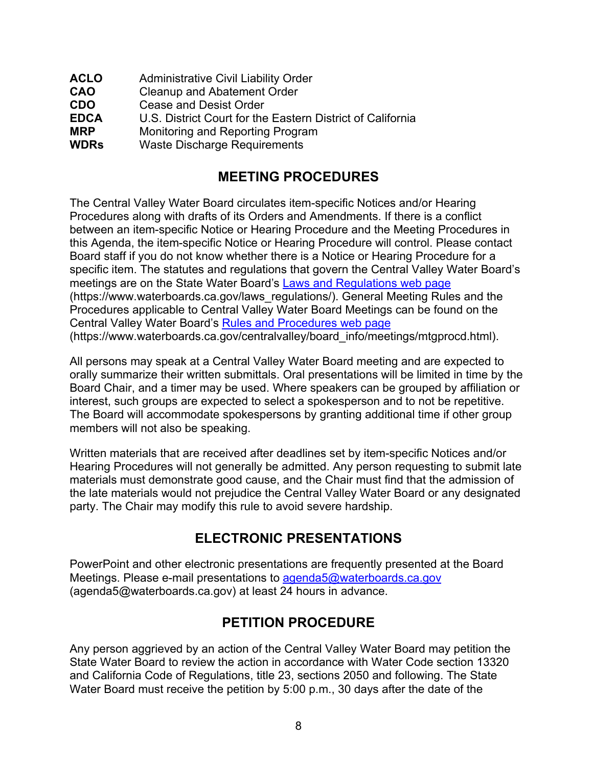| | |
|---|---|
| **ACLO** | Administrative Civil Liability Order |
| **CAO** | Cleanup and Abatement Order |
| **CDO** | Cease and Desist Order |
| **EDCA** | U.S. District Court for the Eastern District of California |
| **MRP** | Monitoring and Reporting Program |
| **WDRs** | Waste Discharge Requirements |

## MEETING PROCEDURES

The Central Valley Water Board circulates item-specific Notices and/or Hearing Procedures along with drafts of its Orders and Amendments. If there is a conflict between an item-specific Notice or Hearing Procedure and the Meeting Procedures in this Agenda, the item-specific Notice or Hearing Procedure will control. Please contact Board staff if you do not know whether there is a Notice or Hearing Procedure for a specific item. The statutes and regulations that govern the Central Valley Water Board's meetings are on the State Water Board's [Laws and Regulations web page](https://www.waterboards.ca.gov/laws_regulations/) (https://www.waterboards.ca.gov/laws_regulations/). General Meeting Rules and the Procedures applicable to Central Valley Water Board Meetings can be found on the Central Valley Water Board's [Rules and Procedures web page](https://www.waterboards.ca.gov/centralvalley/board_info/meetings/mtgprocd.html) (https://www.waterboards.ca.gov/centralvalley/board_info/meetings/mtgprocd.html).

All persons may speak at a Central Valley Water Board meeting and are expected to orally summarize their written submittals. Oral presentations will be limited in time by the Board Chair, and a timer may be used. Where speakers can be grouped by affiliation or interest, such groups are expected to select a spokesperson and to not be repetitive. The Board will accommodate spokespersons by granting additional time if other group members will not also be speaking.

Written materials that are received after deadlines set by item-specific Notices and/or Hearing Procedures will not generally be admitted. Any person requesting to submit late materials must demonstrate good cause, and the Chair must find that the admission of the late materials would not prejudice the Central Valley Water Board or any designated party. The Chair may modify this rule to avoid severe hardship.

## ELECTRONIC PRESENTATIONS

PowerPoint and other electronic presentations are frequently presented at the Board Meetings. Please e-mail presentations to [agenda5@waterboards.ca.gov](mailto:agenda5@waterboards.ca.gov) (agenda5@waterboards.ca.gov) at least 24 hours in advance.

## PETITION PROCEDURE

Any person aggrieved by an action of the Central Valley Water Board may petition the State Water Board to review the action in accordance with Water Code section 13320 and California Code of Regulations, title 23, sections 2050 and following. The State Water Board must receive the petition by 5:00 p.m., 30 days after the date of the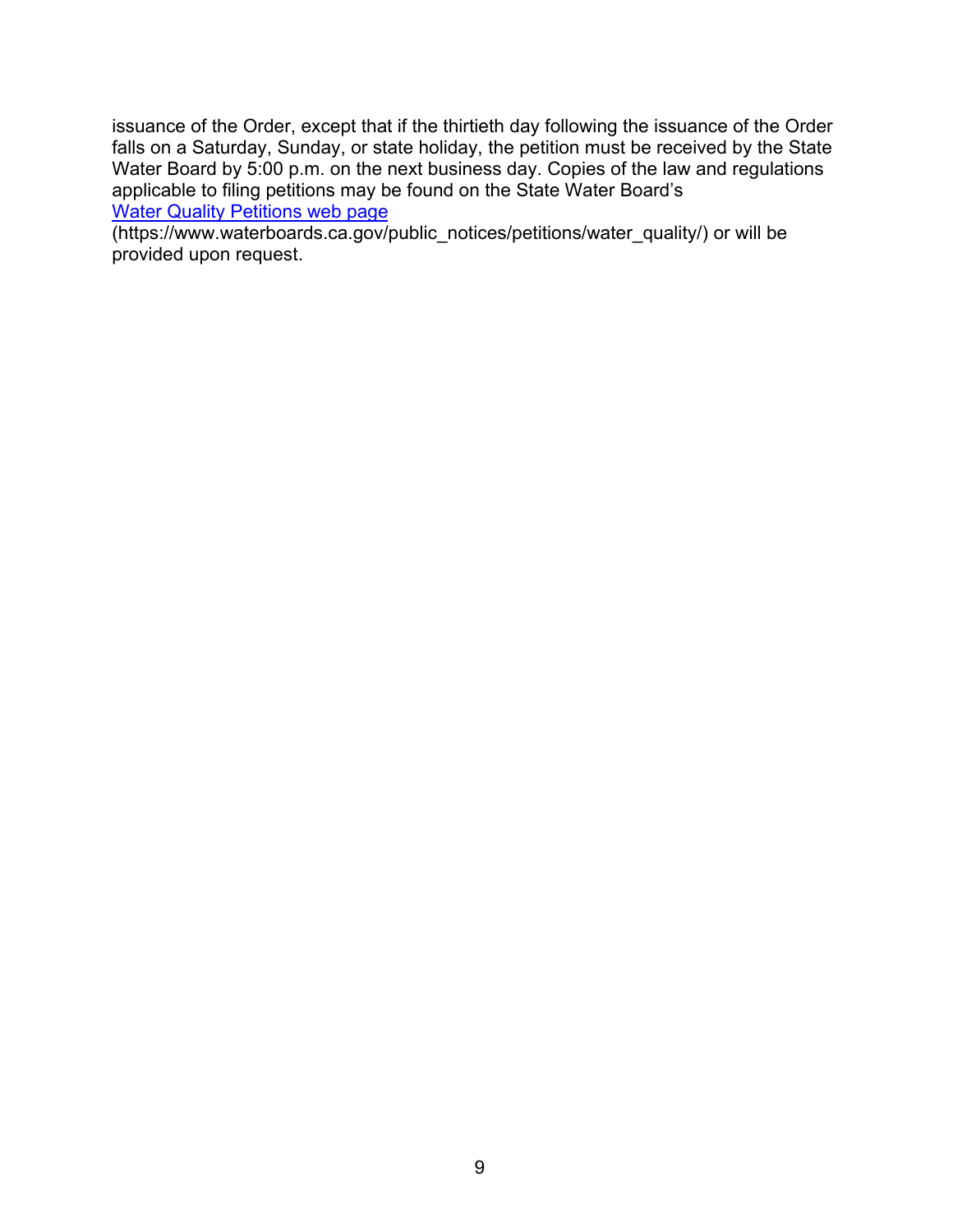issuance of the Order, except that if the thirtieth day following the issuance of the Order falls on a Saturday, Sunday, or state holiday, the petition must be received by the State Water Board by 5:00 p.m. on the next business day. Copies of the law and regulations applicable to filing petitions may be found on the State Water Board's [Water Quality Petitions web page](https://www.waterboards.ca.gov/public_notices/petitions/water_quality/) (https://www.waterboards.ca.gov/public_notices/petitions/water_quality/) or will be provided upon request.